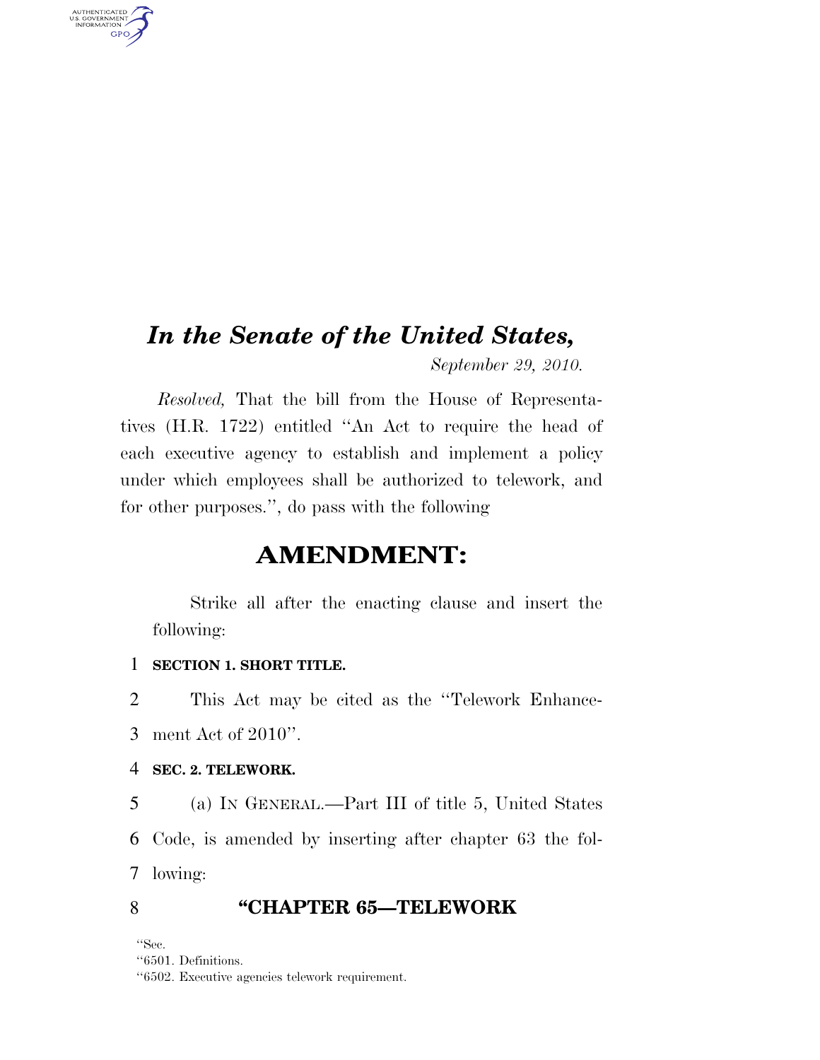# *In the Senate of the United States,*

*September 29, 2010.*

*Resolved,* That the bill from the House of Representatives (H.R. 1722) entitled "An Act to require the head of each executive agency to establish and implement a policy under which employees shall be authorized to telework, and for other purposes.", do pass with the following

## AMENDMENT:

Strike all after the enacting clause and insert the following:

**SECTION 1. SHORT TITLE.**

This Act may be cited as the "Telework Enhancement Act of 2010".

**SEC. 2. TELEWORK.**

(a) IN GENERAL.—Part III of title 5, United States Code, is amended by inserting after chapter 63 the following:

### "CHAPTER 65—TELEWORK

"Sec.
"6501. Definitions.
"6502. Executive agencies telework requirement.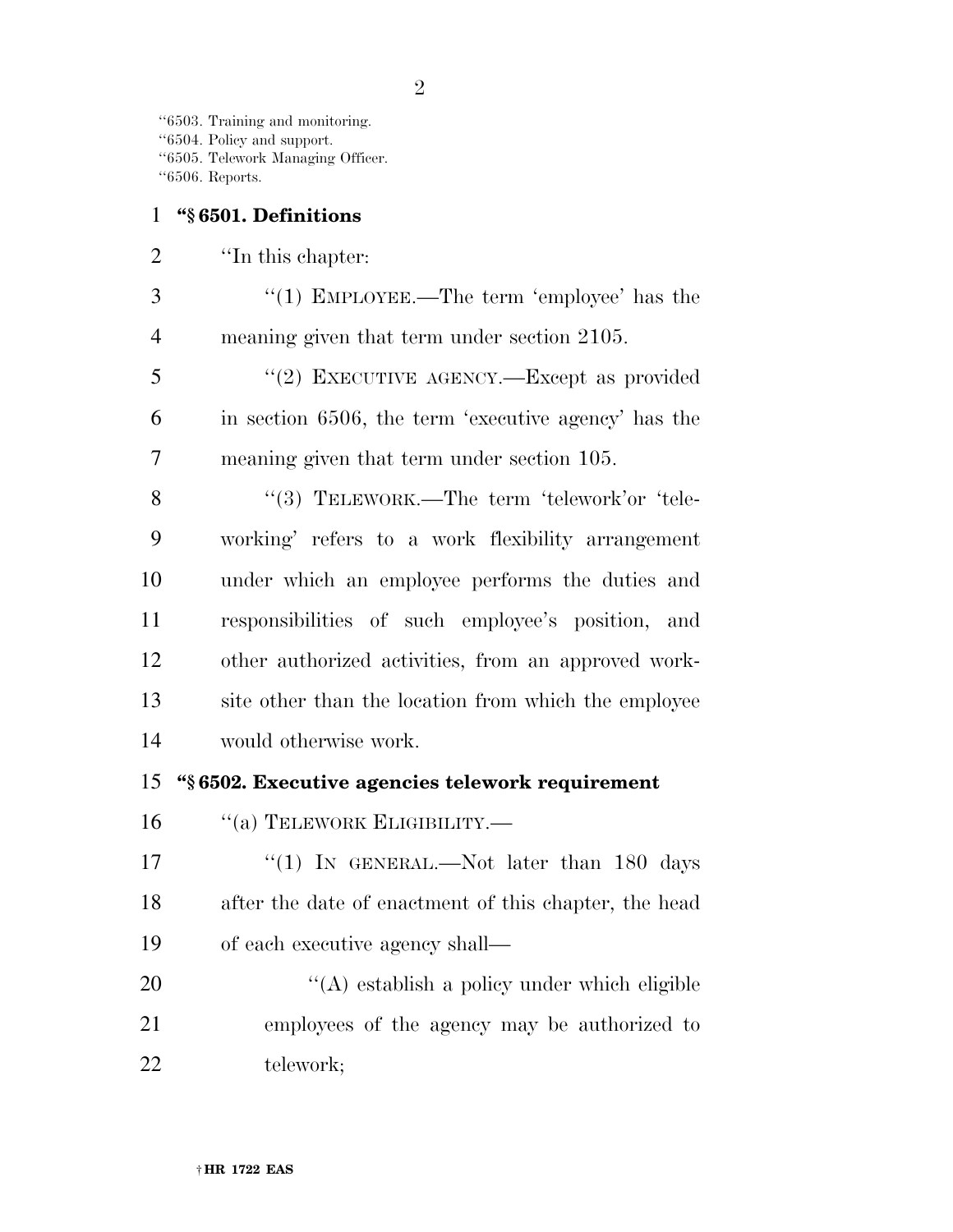"6503. Training and monitoring.
"6504. Policy and support.
"6505. Telework Managing Officer.
"6506. Reports.

**"§ 6501. Definitions**

"In this chapter:

"(1) EMPLOYEE.—The term 'employee' has the meaning given that term under section 2105.

"(2) EXECUTIVE AGENCY.—Except as provided in section 6506, the term 'executive agency' has the meaning given that term under section 105.

"(3) TELEWORK.—The term 'telework'or 'teleworking' refers to a work flexibility arrangement under which an employee performs the duties and responsibilities of such employee's position, and other authorized activities, from an approved worksite other than the location from which the employee would otherwise work.

**"§ 6502. Executive agencies telework requirement**

"(a) TELEWORK ELIGIBILITY.—

"(1) IN GENERAL.—Not later than 180 days after the date of enactment of this chapter, the head of each executive agency shall—

"(A) establish a policy under which eligible employees of the agency may be authorized to telework;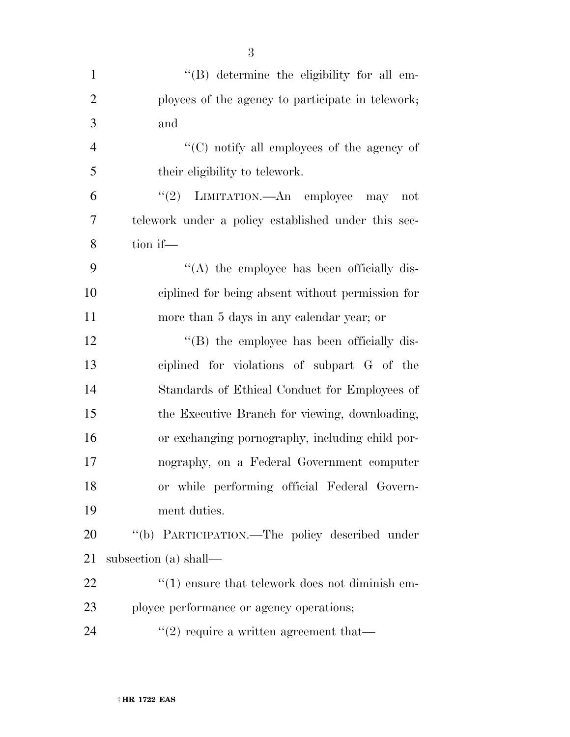''(B) determine the eligibility for all employees of the agency to participate in telework; and

''(C) notify all employees of the agency of their eligibility to telework.

''(2) LIMITATION.—An employee may not telework under a policy established under this section if—

''(A) the employee has been officially disciplined for being absent without permission for more than 5 days in any calendar year; or

''(B) the employee has been officially disciplined for violations of subpart G of the Standards of Ethical Conduct for Employees of the Executive Branch for viewing, downloading, or exchanging pornography, including child pornography, on a Federal Government computer or while performing official Federal Government duties.

''(b) PARTICIPATION.—The policy described under subsection (a) shall—

''(1) ensure that telework does not diminish employee performance or agency operations;

''(2) require a written agreement that—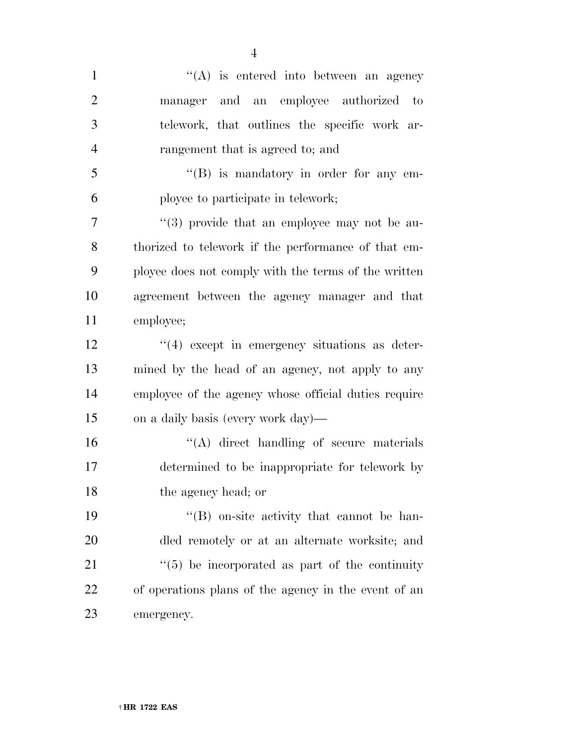''(A) is entered into between an agency manager and an employee authorized to telework, that outlines the specific work arrangement that is agreed to; and

''(B) is mandatory in order for any employee to participate in telework;

''(3) provide that an employee may not be authorized to telework if the performance of that employee does not comply with the terms of the written agreement between the agency manager and that employee;

''(4) except in emergency situations as determined by the head of an agency, not apply to any employee of the agency whose official duties require on a daily basis (every work day)—

''(A) direct handling of secure materials determined to be inappropriate for telework by the agency head; or

''(B) on-site activity that cannot be handled remotely or at an alternate worksite; and

''(5) be incorporated as part of the continuity of operations plans of the agency in the event of an emergency.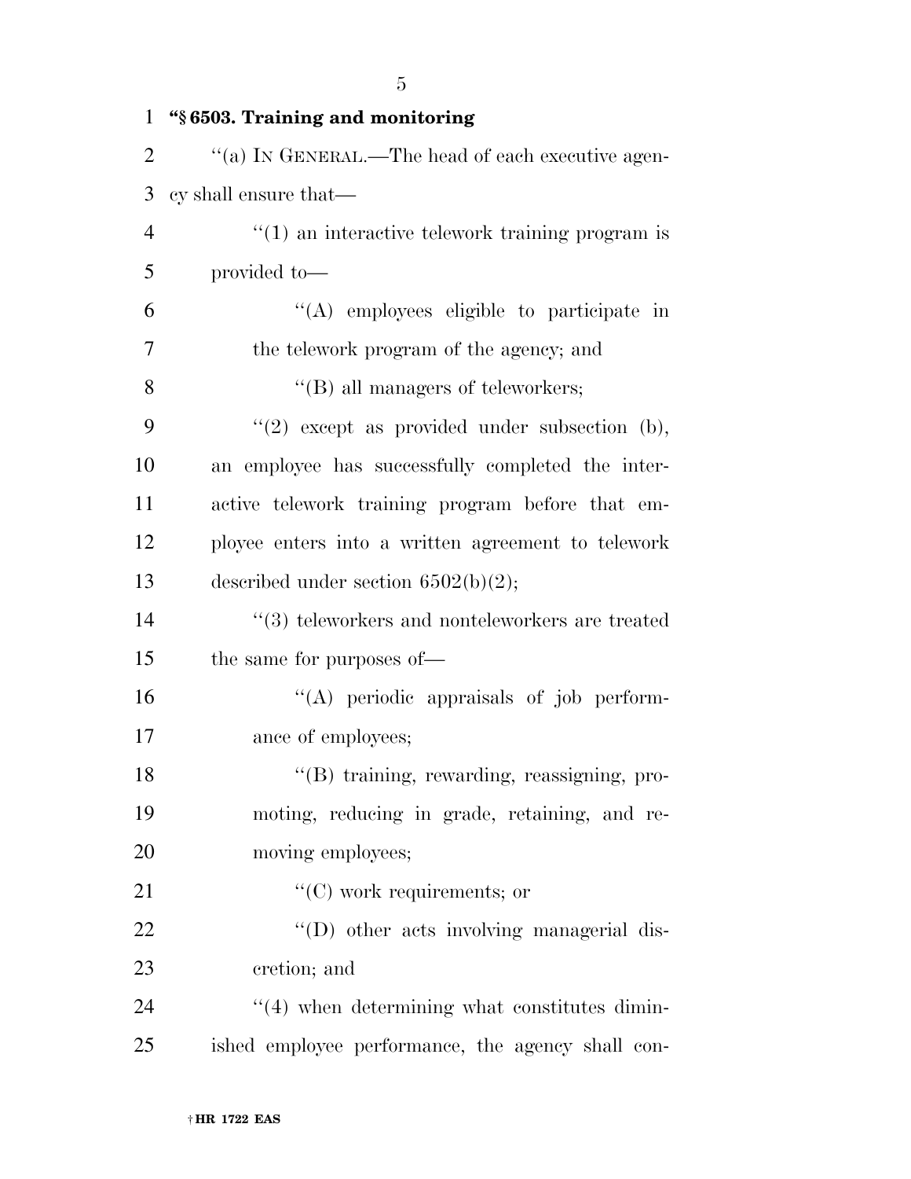**"§ 6503. Training and monitoring**

"(a) IN GENERAL.—The head of each executive agency shall ensure that—

"(1) an interactive telework training program is provided to—

"(A) employees eligible to participate in the telework program of the agency; and

"(B) all managers of teleworkers;

"(2) except as provided under subsection (b), an employee has successfully completed the interactive telework training program before that employee enters into a written agreement to telework described under section 6502(b)(2);

"(3) teleworkers and nonteleworkers are treated the same for purposes of—

"(A) periodic appraisals of job performance of employees;

"(B) training, rewarding, reassigning, promoting, reducing in grade, retaining, and removing employees;

"(C) work requirements; or

"(D) other acts involving managerial discretion; and

"(4) when determining what constitutes diminished employee performance, the agency shall con-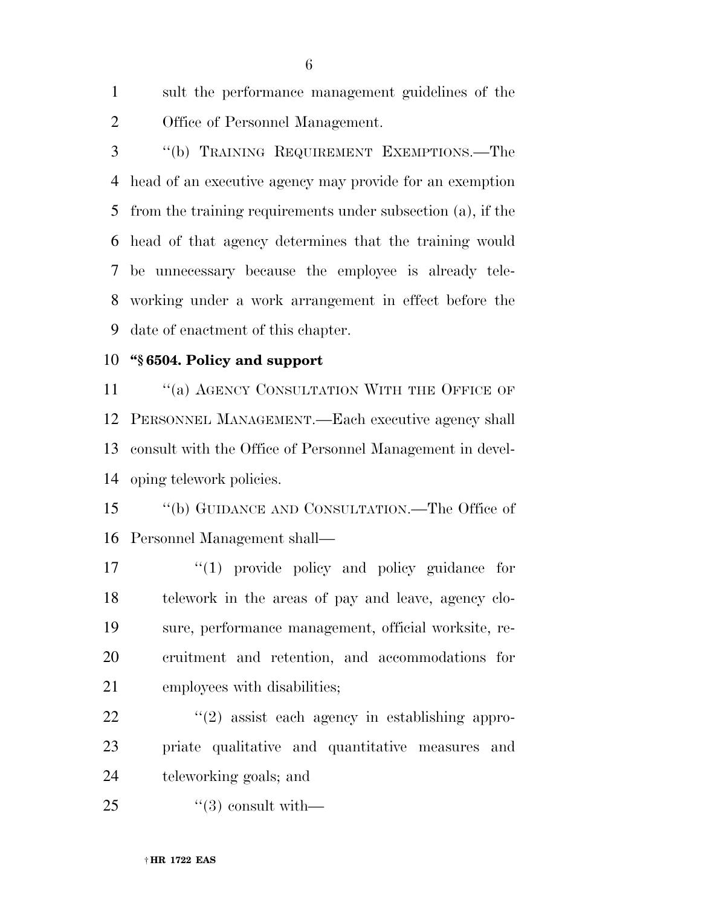sult the performance management guidelines of the Office of Personnel Management.

"(b) TRAINING REQUIREMENT EXEMPTIONS.—The head of an executive agency may provide for an exemption from the training requirements under subsection (a), if the head of that agency determines that the training would be unnecessary because the employee is already teleworking under a work arrangement in effect before the date of enactment of this chapter.

**"§ 6504. Policy and support**

"(a) AGENCY CONSULTATION WITH THE OFFICE OF PERSONNEL MANAGEMENT.—Each executive agency shall consult with the Office of Personnel Management in developing telework policies.

"(b) GUIDANCE AND CONSULTATION.—The Office of Personnel Management shall—

"(1) provide policy and policy guidance for telework in the areas of pay and leave, agency closure, performance management, official worksite, recruitment and retention, and accommodations for employees with disabilities;

"(2) assist each agency in establishing appropriate qualitative and quantitative measures and teleworking goals; and

"(3) consult with—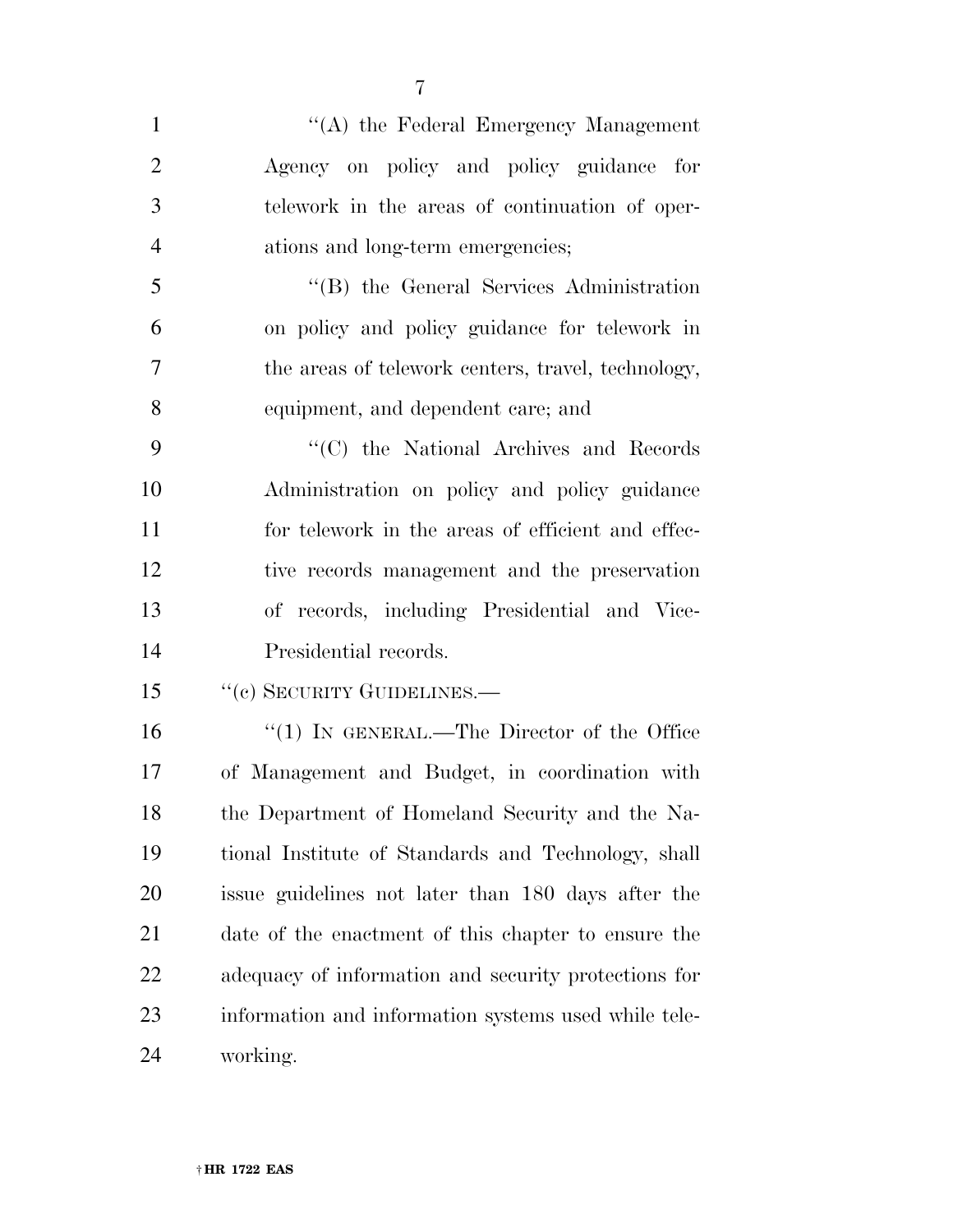''(A) the Federal Emergency Management Agency on policy and policy guidance for telework in the areas of continuation of operations and long-term emergencies;

''(B) the General Services Administration on policy and policy guidance for telework in the areas of telework centers, travel, technology, equipment, and dependent care; and

''(C) the National Archives and Records Administration on policy and policy guidance for telework in the areas of efficient and effective records management and the preservation of records, including Presidential and Vice-Presidential records.

''(c) SECURITY GUIDELINES.—

''(1) IN GENERAL.—The Director of the Office of Management and Budget, in coordination with the Department of Homeland Security and the National Institute of Standards and Technology, shall issue guidelines not later than 180 days after the date of the enactment of this chapter to ensure the adequacy of information and security protections for information and information systems used while teleworking.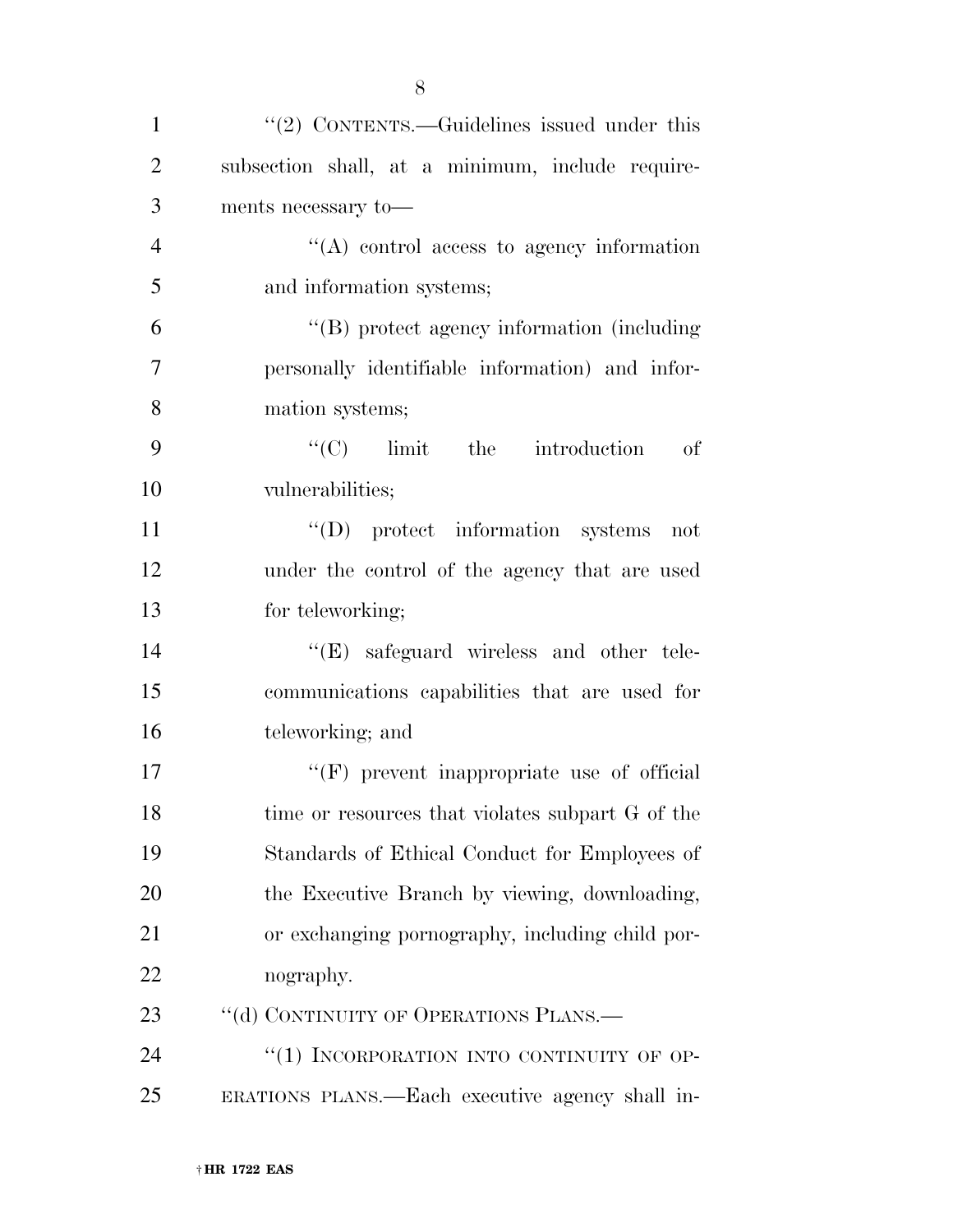''(2) CONTENTS.—Guidelines issued under this subsection shall, at a minimum, include requirements necessary to—

''(A) control access to agency information and information systems;

''(B) protect agency information (including personally identifiable information) and information systems;

''(C) limit the introduction of vulnerabilities;

''(D) protect information systems not under the control of the agency that are used for teleworking;

''(E) safeguard wireless and other telecommunications capabilities that are used for teleworking; and

''(F) prevent inappropriate use of official time or resources that violates subpart G of the Standards of Ethical Conduct for Employees of the Executive Branch by viewing, downloading, or exchanging pornography, including child pornography.

''(d) CONTINUITY OF OPERATIONS PLANS.—

''(1) INCORPORATION INTO CONTINUITY OF OPERATIONS PLANS.—Each executive agency shall in-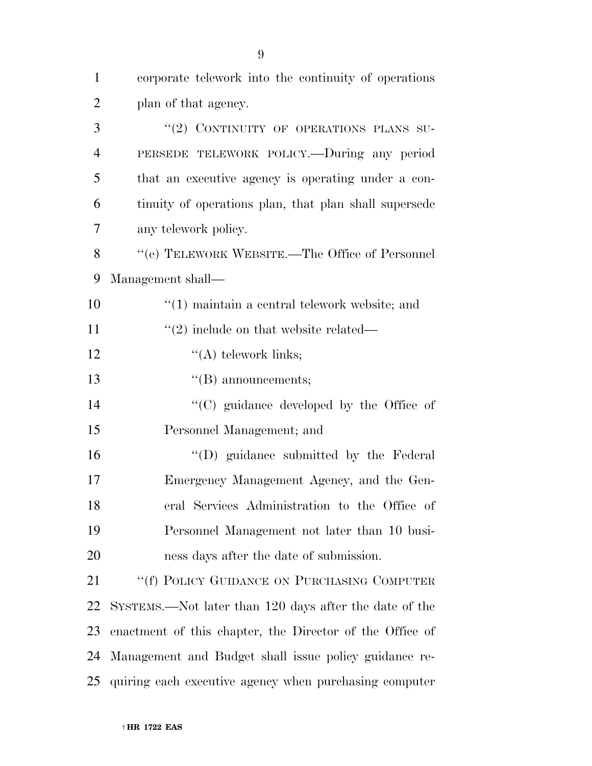corporate telework into the continuity of operations plan of that agency.

"(2) CONTINUITY OF OPERATIONS PLANS SUPERSEDE TELEWORK POLICY.—During any period that an executive agency is operating under a continuity of operations plan, that plan shall supersede any telework policy.

"(e) TELEWORK WEBSITE.—The Office of Personnel Management shall—

"(1) maintain a central telework website; and

"(2) include on that website related—

"(A) telework links;

"(B) announcements;

"(C) guidance developed by the Office of Personnel Management; and

"(D) guidance submitted by the Federal Emergency Management Agency, and the General Services Administration to the Office of Personnel Management not later than 10 business days after the date of submission.

"(f) POLICY GUIDANCE ON PURCHASING COMPUTER SYSTEMS.—Not later than 120 days after the date of the enactment of this chapter, the Director of the Office of Management and Budget shall issue policy guidance requiring each executive agency when purchasing computer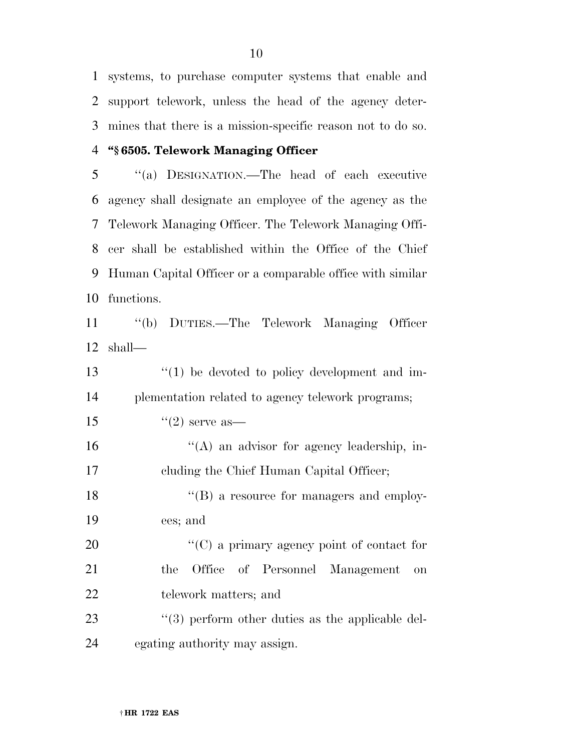systems, to purchase computer systems that enable and support telework, unless the head of the agency determines that there is a mission-specific reason not to do so.

**"§ 6505. Telework Managing Officer**

"(a) DESIGNATION.—The head of each executive agency shall designate an employee of the agency as the Telework Managing Officer. The Telework Managing Officer shall be established within the Office of the Chief Human Capital Officer or a comparable office with similar functions.

"(b) DUTIES.—The Telework Managing Officer shall—

"(1) be devoted to policy development and implementation related to agency telework programs;

"(2) serve as—

"(A) an advisor for agency leadership, including the Chief Human Capital Officer;

"(B) a resource for managers and employees; and

"(C) a primary agency point of contact for the Office of Personnel Management on telework matters; and

"(3) perform other duties as the applicable delegating authority may assign.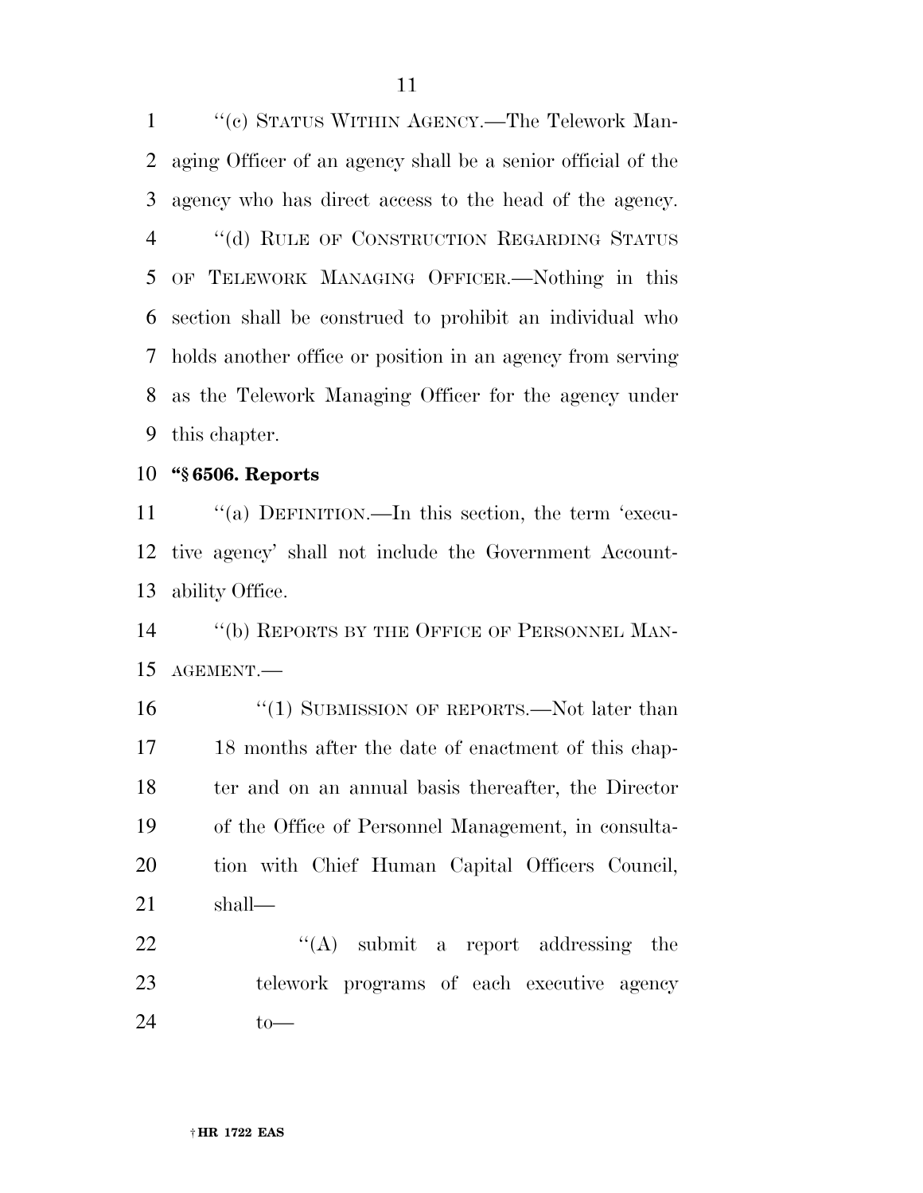''(c) STATUS WITHIN AGENCY.—The Telework Managing Officer of an agency shall be a senior official of the agency who has direct access to the head of the agency.

''(d) RULE OF CONSTRUCTION REGARDING STATUS OF TELEWORK MANAGING OFFICER.—Nothing in this section shall be construed to prohibit an individual who holds another office or position in an agency from serving as the Telework Managing Officer for the agency under this chapter.

**''§ 6506. Reports**

''(a) DEFINITION.—In this section, the term 'executive agency' shall not include the Government Accountability Office.

''(b) REPORTS BY THE OFFICE OF PERSONNEL MANAGEMENT.—

''(1) SUBMISSION OF REPORTS.—Not later than 18 months after the date of enactment of this chapter and on an annual basis thereafter, the Director of the Office of Personnel Management, in consultation with Chief Human Capital Officers Council, shall—

''(A) submit a report addressing the telework programs of each executive agency to—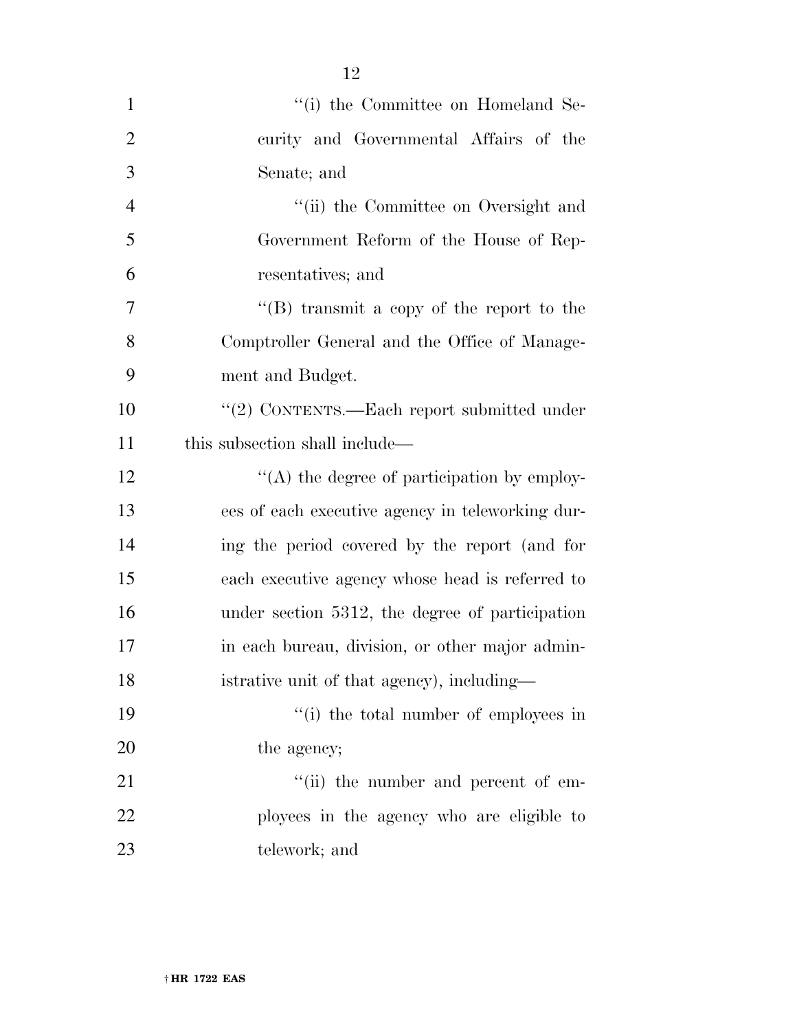''(i) the Committee on Homeland Security and Governmental Affairs of the Senate; and

''(ii) the Committee on Oversight and Government Reform of the House of Representatives; and

''(B) transmit a copy of the report to the Comptroller General and the Office of Management and Budget.

''(2) CONTENTS.—Each report submitted under this subsection shall include—

''(A) the degree of participation by employees of each executive agency in teleworking during the period covered by the report (and for each executive agency whose head is referred to under section 5312, the degree of participation in each bureau, division, or other major administrative unit of that agency), including—

''(i) the total number of employees in the agency;

''(ii) the number and percent of employees in the agency who are eligible to telework; and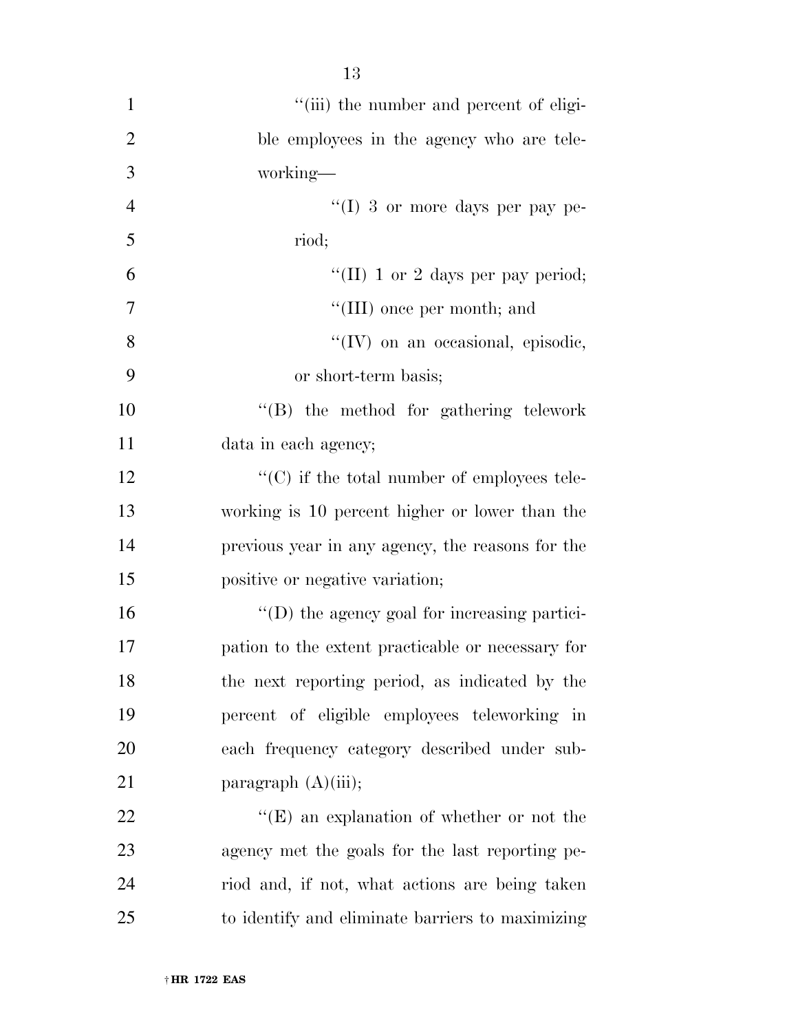''(iii) the number and percent of eligible employees in the agency who are teleworking—

''(I) 3 or more days per pay period;

''(II) 1 or 2 days per pay period;

''(III) once per month; and

''(IV) on an occasional, episodic, or short-term basis;

''(B) the method for gathering telework data in each agency;

''(C) if the total number of employees teleworking is 10 percent higher or lower than the previous year in any agency, the reasons for the positive or negative variation;

''(D) the agency goal for increasing participation to the extent practicable or necessary for the next reporting period, as indicated by the percent of eligible employees teleworking in each frequency category described under subparagraph (A)(iii);

''(E) an explanation of whether or not the agency met the goals for the last reporting period and, if not, what actions are being taken to identify and eliminate barriers to maximizing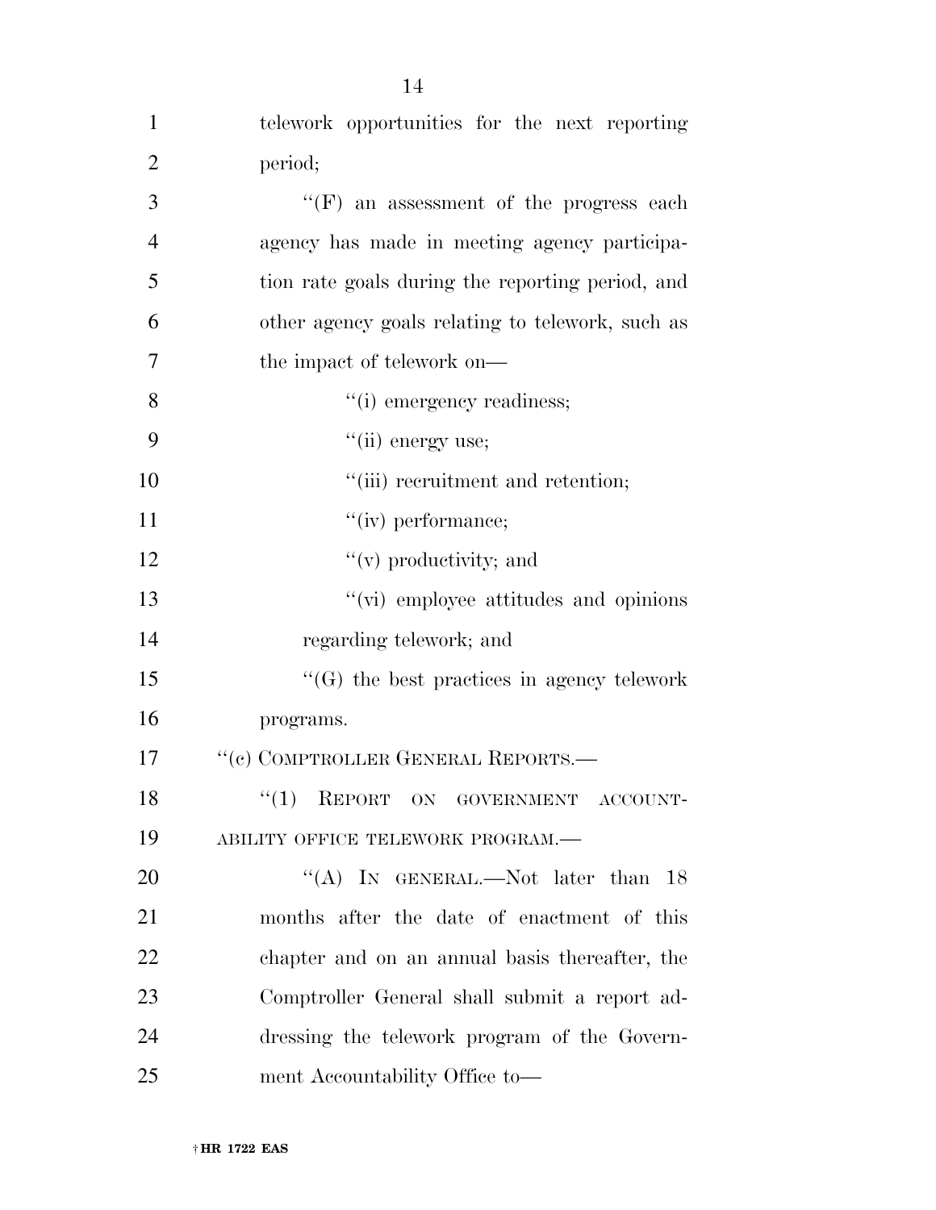telework opportunities for the next reporting period;

''(F) an assessment of the progress each agency has made in meeting agency participation rate goals during the reporting period, and other agency goals relating to telework, such as the impact of telework on—

''(i) emergency readiness;

''(ii) energy use;

''(iii) recruitment and retention;

''(iv) performance;

''(v) productivity; and

''(vi) employee attitudes and opinions regarding telework; and

''(G) the best practices in agency telework programs.

''(c) COMPTROLLER GENERAL REPORTS.—

''(1) REPORT ON GOVERNMENT ACCOUNTABILITY OFFICE TELEWORK PROGRAM.—

''(A) IN GENERAL.—Not later than 18 months after the date of enactment of this chapter and on an annual basis thereafter, the Comptroller General shall submit a report addressing the telework program of the Government Accountability Office to—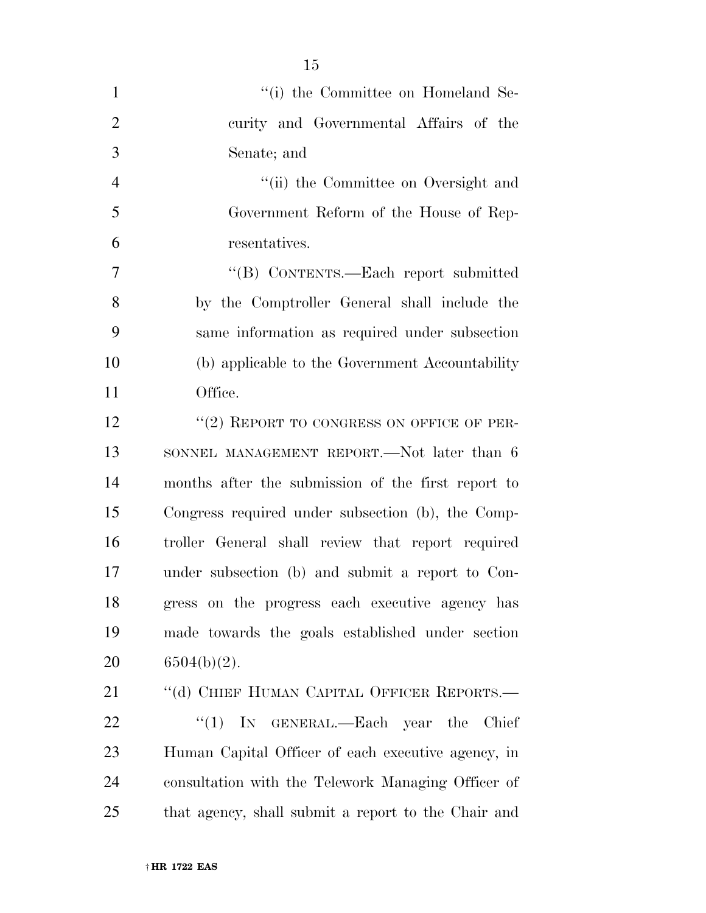''(i) the Committee on Homeland Security and Governmental Affairs of the Senate; and

''(ii) the Committee on Oversight and Government Reform of the House of Representatives.

''(B) CONTENTS.—Each report submitted by the Comptroller General shall include the same information as required under subsection (b) applicable to the Government Accountability Office.

''(2) REPORT TO CONGRESS ON OFFICE OF PERSONNEL MANAGEMENT REPORT.—Not later than 6 months after the submission of the first report to Congress required under subsection (b), the Comptroller General shall review that report required under subsection (b) and submit a report to Congress on the progress each executive agency has made towards the goals established under section 6504(b)(2).

''(d) CHIEF HUMAN CAPITAL OFFICER REPORTS.—

''(1) IN GENERAL.—Each year the Chief Human Capital Officer of each executive agency, in consultation with the Telework Managing Officer of that agency, shall submit a report to the Chair and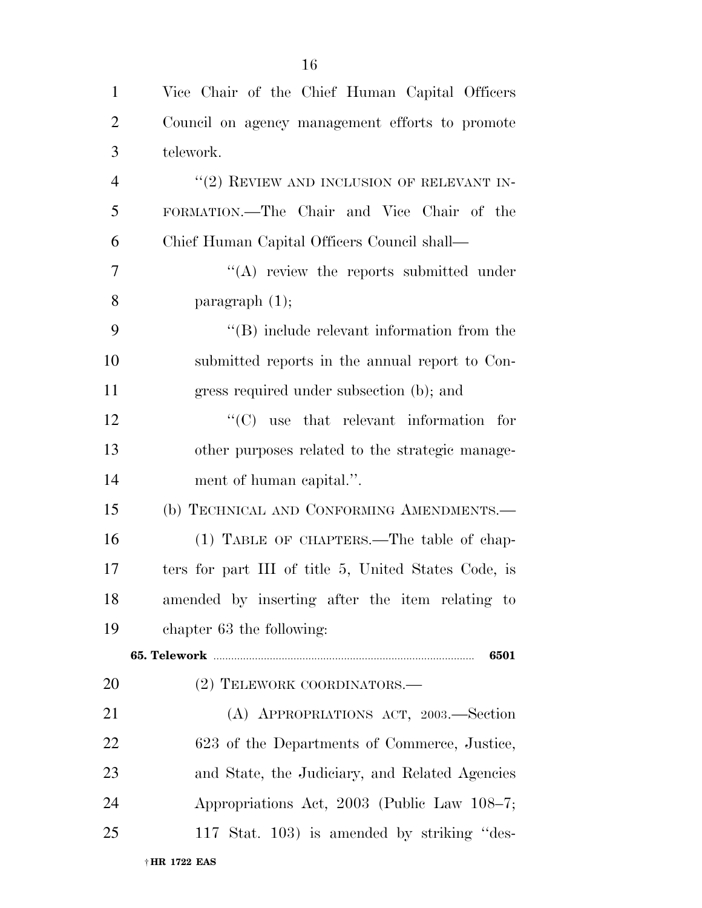Vice Chair of the Chief Human Capital Officers Council on agency management efforts to promote telework.

"(2) REVIEW AND INCLUSION OF RELEVANT INFORMATION.—The Chair and Vice Chair of the Chief Human Capital Officers Council shall—

"(A) review the reports submitted under paragraph (1);

"(B) include relevant information from the submitted reports in the annual report to Congress required under subsection (b); and

"(C) use that relevant information for other purposes related to the strategic management of human capital.".

(b) TECHNICAL AND CONFORMING AMENDMENTS.—

(1) TABLE OF CHAPTERS.—The table of chapters for part III of title 5, United States Code, is amended by inserting after the item relating to chapter 63 the following:

**65. Telework ........................................................ 6501**

(2) TELEWORK COORDINATORS.—

(A) APPROPRIATIONS ACT, 2003.—Section 623 of the Departments of Commerce, Justice, and State, the Judiciary, and Related Agencies Appropriations Act, 2003 (Public Law 108–7; 117 Stat. 103) is amended by striking "des-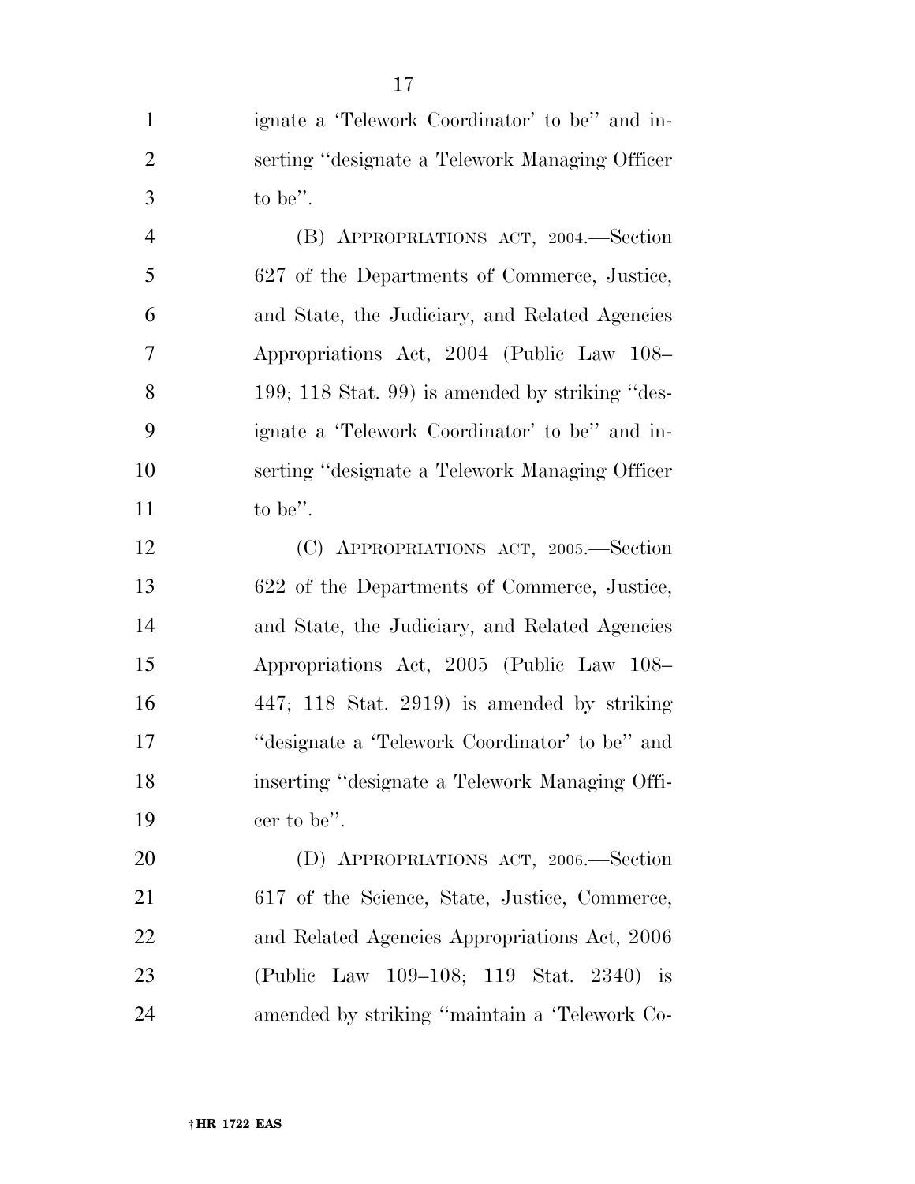ignate a 'Telework Coordinator' to be'' and inserting ''designate a Telework Managing Officer to be''.

(B) APPROPRIATIONS ACT, 2004.—Section 627 of the Departments of Commerce, Justice, and State, the Judiciary, and Related Agencies Appropriations Act, 2004 (Public Law 108–199; 118 Stat. 99) is amended by striking ''designate a 'Telework Coordinator' to be'' and inserting ''designate a Telework Managing Officer to be''.

(C) APPROPRIATIONS ACT, 2005.—Section 622 of the Departments of Commerce, Justice, and State, the Judiciary, and Related Agencies Appropriations Act, 2005 (Public Law 108–447; 118 Stat. 2919) is amended by striking ''designate a 'Telework Coordinator' to be'' and inserting ''designate a Telework Managing Officer to be''.

(D) APPROPRIATIONS ACT, 2006.—Section 617 of the Science, State, Justice, Commerce, and Related Agencies Appropriations Act, 2006 (Public Law 109–108; 119 Stat. 2340) is amended by striking ''maintain a 'Telework Co-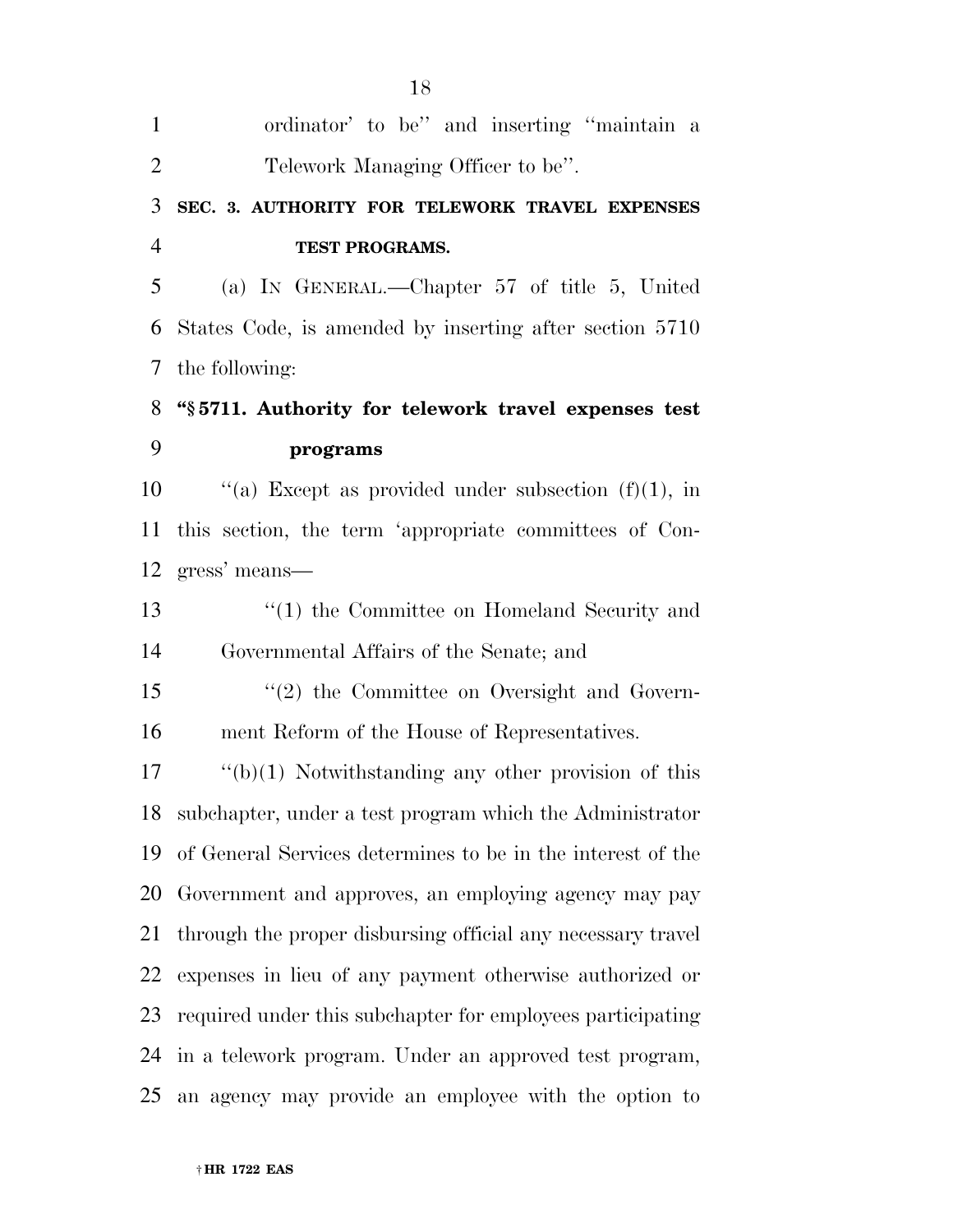ordinator' to be'' and inserting ''maintain a Telework Managing Officer to be''.

**SEC. 3. AUTHORITY FOR TELEWORK TRAVEL EXPENSES TEST PROGRAMS.**

(a) IN GENERAL.—Chapter 57 of title 5, United States Code, is amended by inserting after section 5710 the following:

**''§ 5711. Authority for telework travel expenses test programs**

''(a) Except as provided under subsection (f)(1), in this section, the term 'appropriate committees of Congress' means—

''(1) the Committee on Homeland Security and Governmental Affairs of the Senate; and

''(2) the Committee on Oversight and Government Reform of the House of Representatives.

''(b)(1) Notwithstanding any other provision of this subchapter, under a test program which the Administrator of General Services determines to be in the interest of the Government and approves, an employing agency may pay through the proper disbursing official any necessary travel expenses in lieu of any payment otherwise authorized or required under this subchapter for employees participating in a telework program. Under an approved test program, an agency may provide an employee with the option to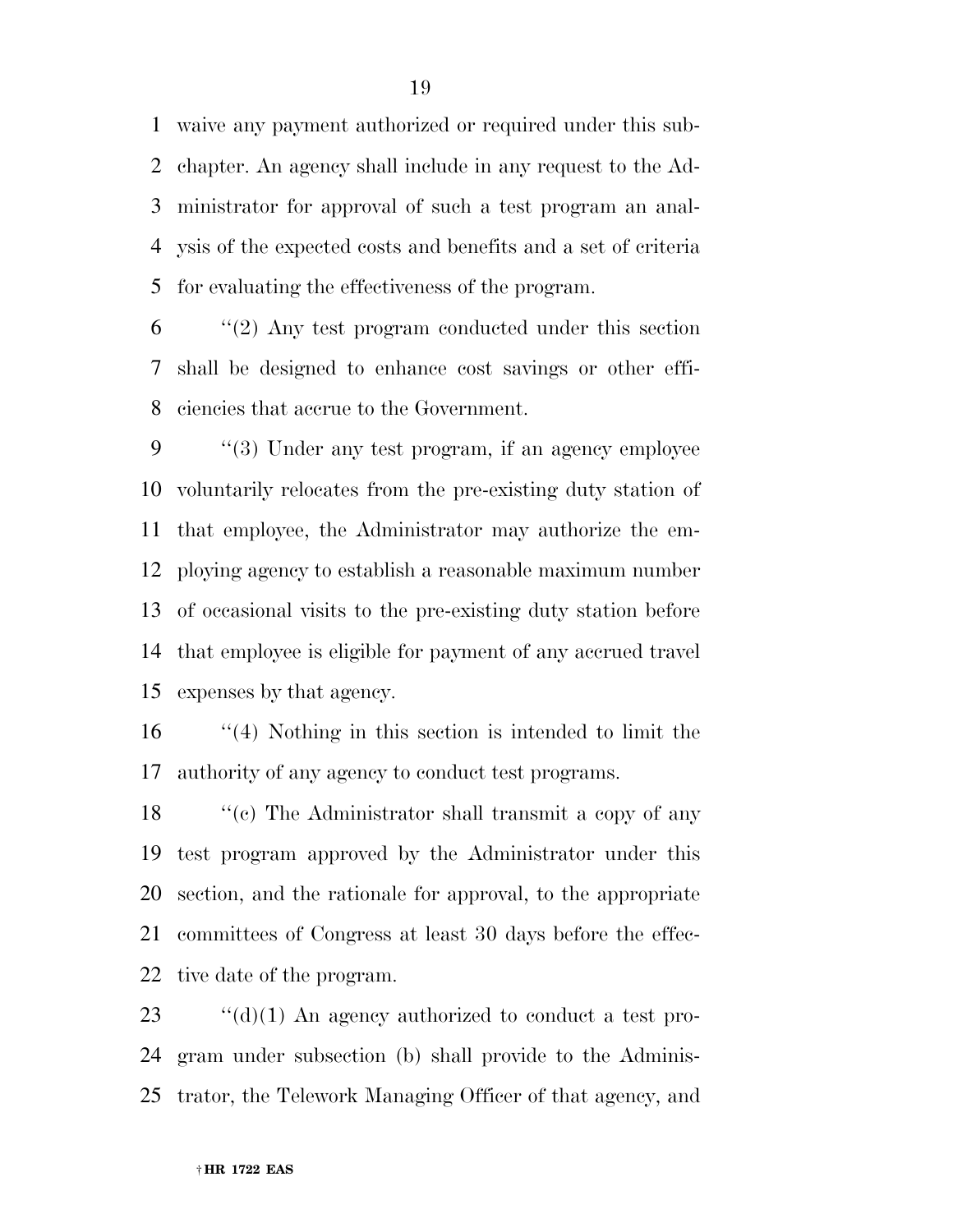waive any payment authorized or required under this subchapter. An agency shall include in any request to the Administrator for approval of such a test program an analysis of the expected costs and benefits and a set of criteria for evaluating the effectiveness of the program.

''(2) Any test program conducted under this section shall be designed to enhance cost savings or other efficiencies that accrue to the Government.

''(3) Under any test program, if an agency employee voluntarily relocates from the pre-existing duty station of that employee, the Administrator may authorize the employing agency to establish a reasonable maximum number of occasional visits to the pre-existing duty station before that employee is eligible for payment of any accrued travel expenses by that agency.

''(4) Nothing in this section is intended to limit the authority of any agency to conduct test programs.

''(c) The Administrator shall transmit a copy of any test program approved by the Administrator under this section, and the rationale for approval, to the appropriate committees of Congress at least 30 days before the effective date of the program.

''(d)(1) An agency authorized to conduct a test program under subsection (b) shall provide to the Administrator, the Telework Managing Officer of that agency, and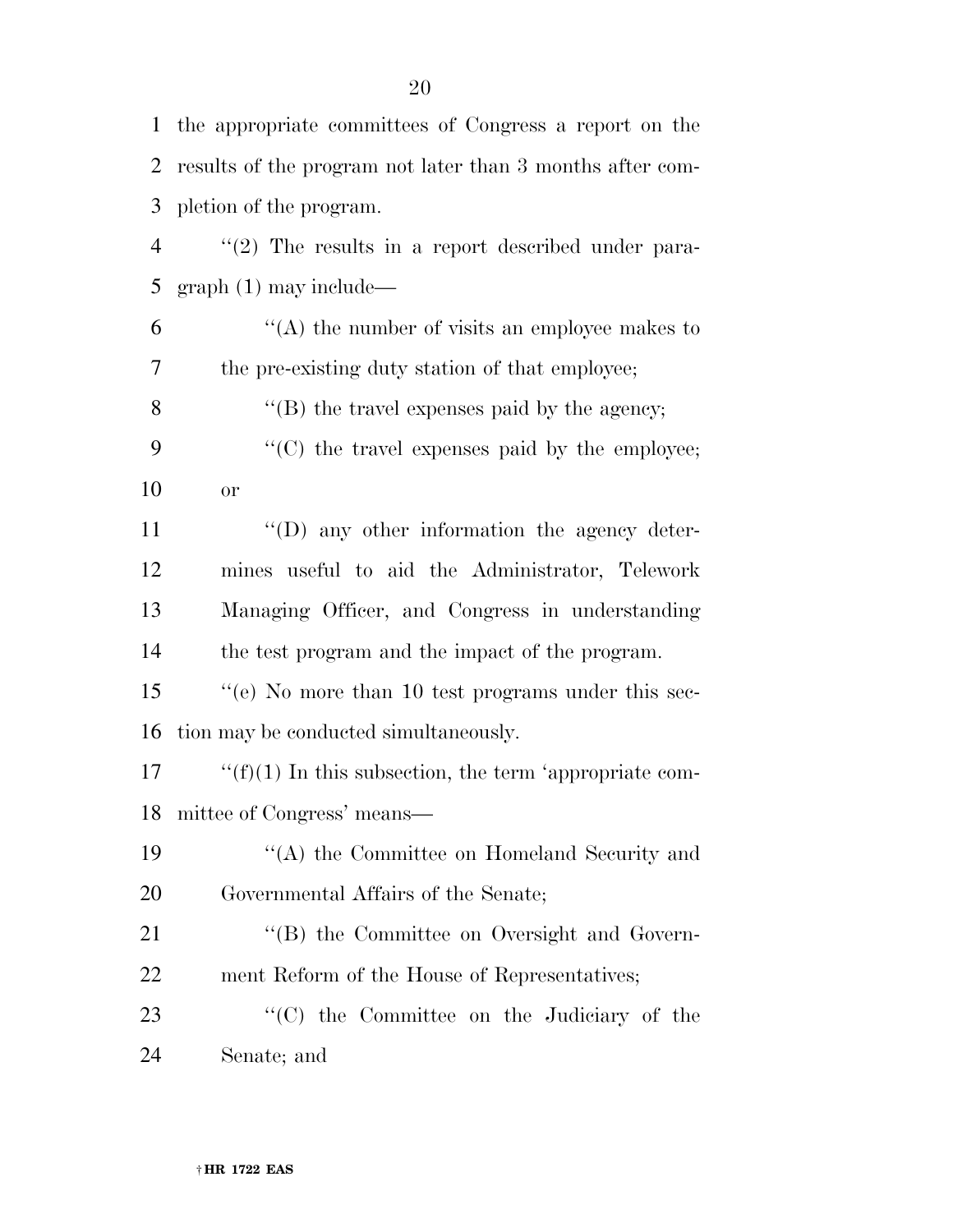the appropriate committees of Congress a report on the results of the program not later than 3 months after completion of the program.

''(2) The results in a report described under paragraph (1) may include—

''(A) the number of visits an employee makes to the pre-existing duty station of that employee;

''(B) the travel expenses paid by the agency;

''(C) the travel expenses paid by the employee; or

''(D) any other information the agency determines useful to aid the Administrator, Telework Managing Officer, and Congress in understanding the test program and the impact of the program.

''(e) No more than 10 test programs under this section may be conducted simultaneously.

''(f)(1) In this subsection, the term 'appropriate committee of Congress' means—

''(A) the Committee on Homeland Security and Governmental Affairs of the Senate;

''(B) the Committee on Oversight and Government Reform of the House of Representatives;

''(C) the Committee on the Judiciary of the Senate; and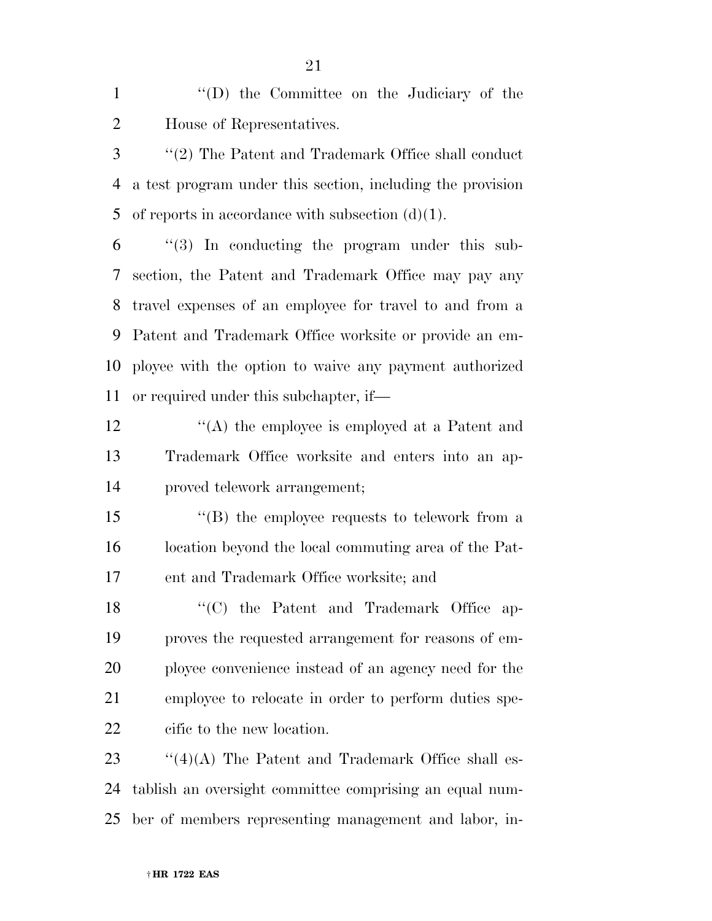''(D) the Committee on the Judiciary of the House of Representatives.

''(2) The Patent and Trademark Office shall conduct a test program under this section, including the provision of reports in accordance with subsection (d)(1).

''(3) In conducting the program under this subsection, the Patent and Trademark Office may pay any travel expenses of an employee for travel to and from a Patent and Trademark Office worksite or provide an employee with the option to waive any payment authorized or required under this subchapter, if—

''(A) the employee is employed at a Patent and Trademark Office worksite and enters into an approved telework arrangement;

''(B) the employee requests to telework from a location beyond the local commuting area of the Patent and Trademark Office worksite; and

''(C) the Patent and Trademark Office approves the requested arrangement for reasons of employee convenience instead of an agency need for the employee to relocate in order to perform duties specific to the new location.

''(4)(A) The Patent and Trademark Office shall establish an oversight committee comprising an equal number of members representing management and labor, in-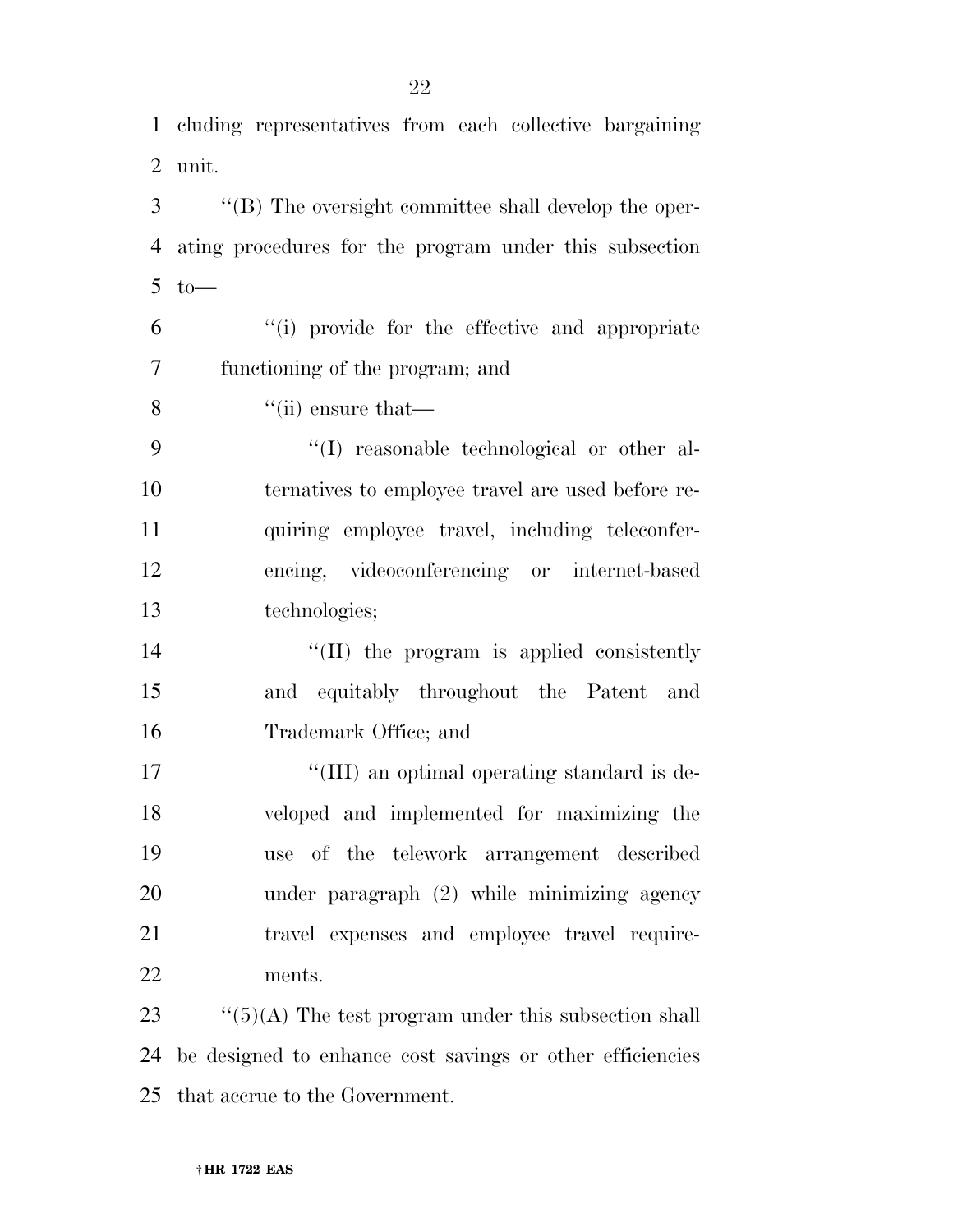cluding representatives from each collective bargaining unit.

''(B) The oversight committee shall develop the operating procedures for the program under this subsection to—

''(i) provide for the effective and appropriate functioning of the program; and

''(ii) ensure that—

''(I) reasonable technological or other alternatives to employee travel are used before requiring employee travel, including teleconferencing, videoconferencing or internet-based technologies;

''(II) the program is applied consistently and equitably throughout the Patent and Trademark Office; and

''(III) an optimal operating standard is developed and implemented for maximizing the use of the telework arrangement described under paragraph (2) while minimizing agency travel expenses and employee travel requirements.

''(5)(A) The test program under this subsection shall be designed to enhance cost savings or other efficiencies that accrue to the Government.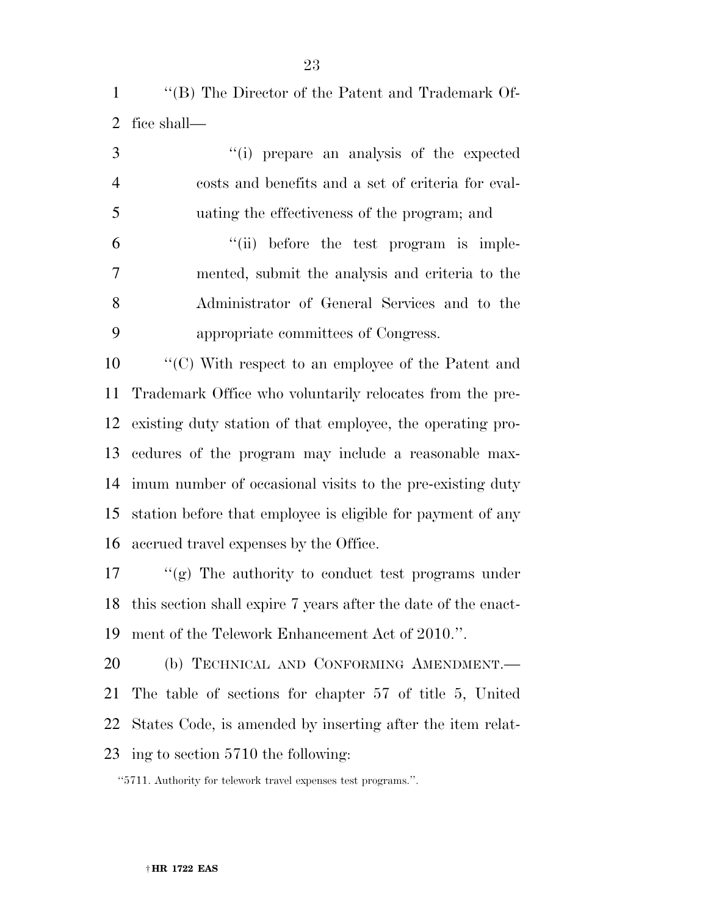''(B) The Director of the Patent and Trademark Office shall—

''(i) prepare an analysis of the expected costs and benefits and a set of criteria for evaluating the effectiveness of the program; and

''(ii) before the test program is implemented, submit the analysis and criteria to the Administrator of General Services and to the appropriate committees of Congress.

''(C) With respect to an employee of the Patent and Trademark Office who voluntarily relocates from the pre-existing duty station of that employee, the operating procedures of the program may include a reasonable maximum number of occasional visits to the pre-existing duty station before that employee is eligible for payment of any accrued travel expenses by the Office.

''(g) The authority to conduct test programs under this section shall expire 7 years after the date of the enactment of the Telework Enhancement Act of 2010.''.

(b) TECHNICAL AND CONFORMING AMENDMENT.—The table of sections for chapter 57 of title 5, United States Code, is amended by inserting after the item relating to section 5710 the following:

''5711. Authority for telework travel expenses test programs.''.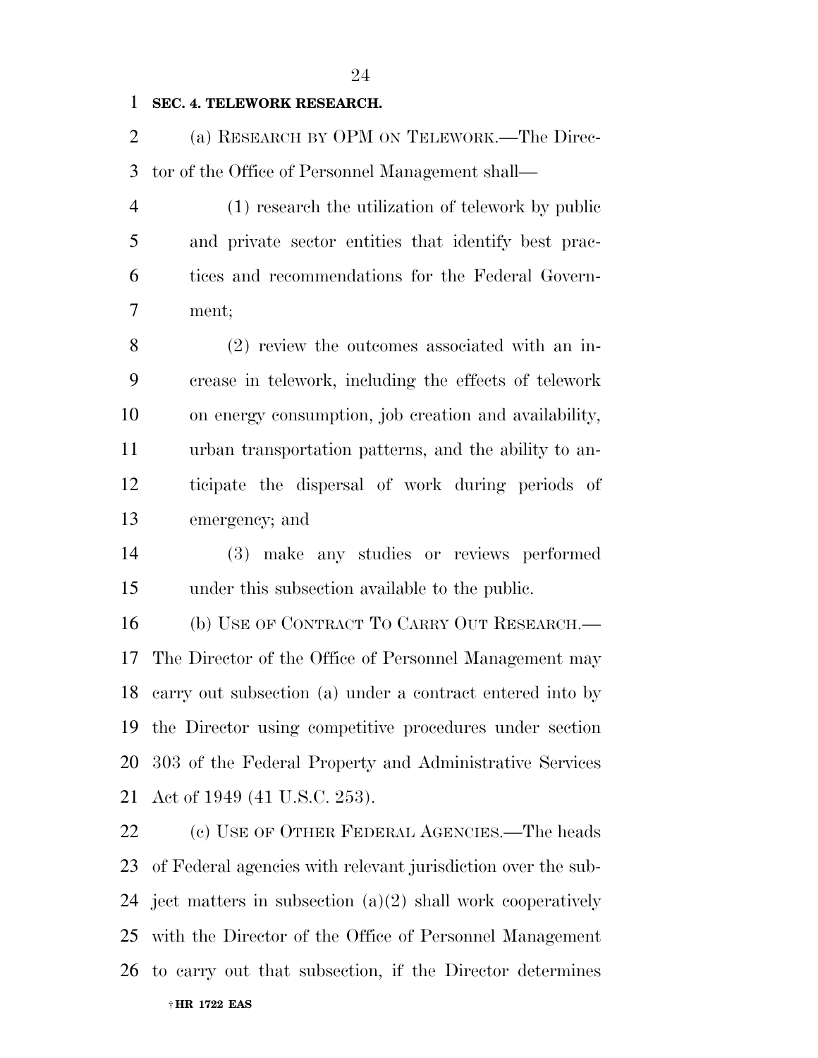**SEC. 4. TELEWORK RESEARCH.**

(a) RESEARCH BY OPM ON TELEWORK.—The Director of the Office of Personnel Management shall—

(1) research the utilization of telework by public and private sector entities that identify best practices and recommendations for the Federal Government;

(2) review the outcomes associated with an increase in telework, including the effects of telework on energy consumption, job creation and availability, urban transportation patterns, and the ability to anticipate the dispersal of work during periods of emergency; and

(3) make any studies or reviews performed under this subsection available to the public.

(b) USE OF CONTRACT TO CARRY OUT RESEARCH.—The Director of the Office of Personnel Management may carry out subsection (a) under a contract entered into by the Director using competitive procedures under section 303 of the Federal Property and Administrative Services Act of 1949 (41 U.S.C. 253).

(c) USE OF OTHER FEDERAL AGENCIES.—The heads of Federal agencies with relevant jurisdiction over the subject matters in subsection (a)(2) shall work cooperatively with the Director of the Office of Personnel Management to carry out that subsection, if the Director determines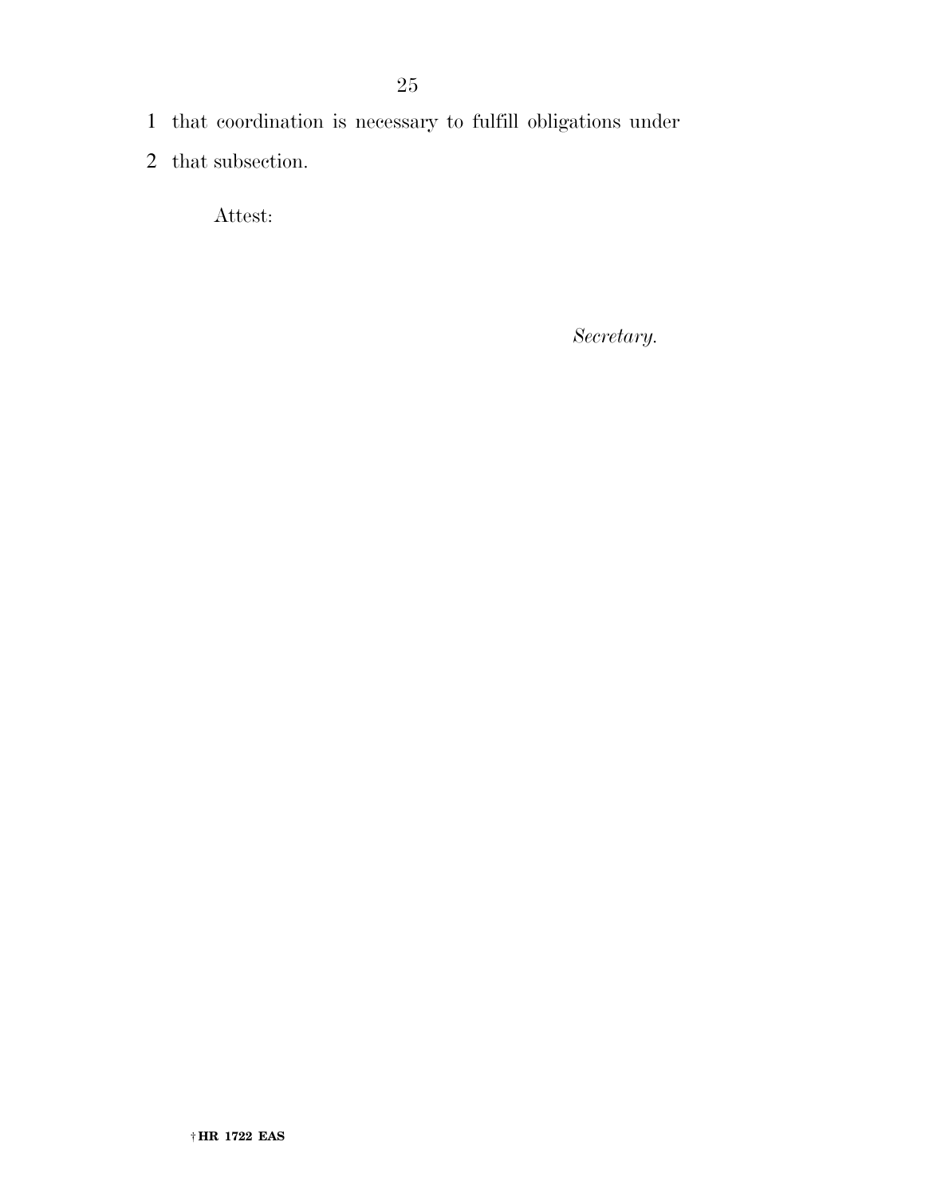that coordination is necessary to fulfill obligations under that subsection.

Attest:

*Secretary.*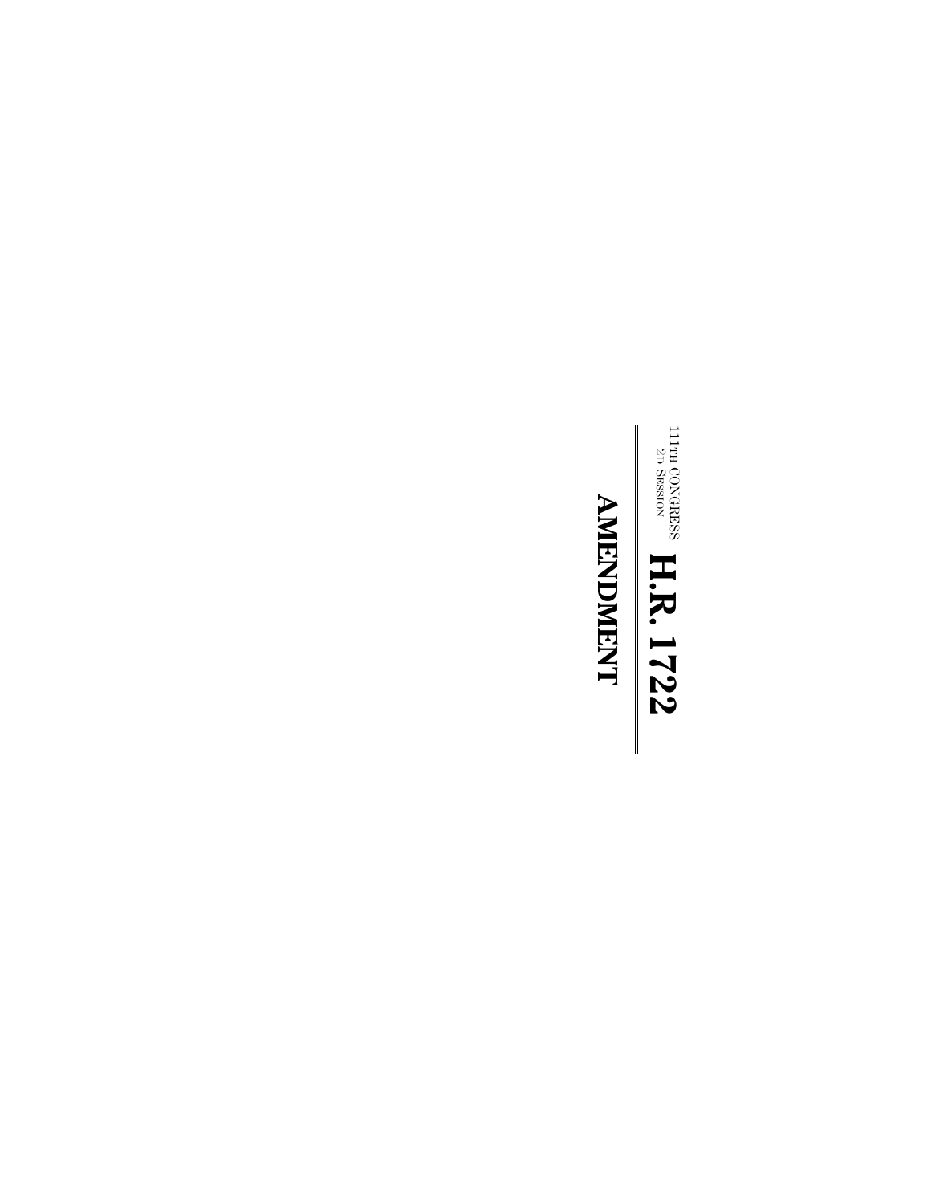111TH CONGRESS
2D SESSION

# H.R. 1722

# AMENDMENT